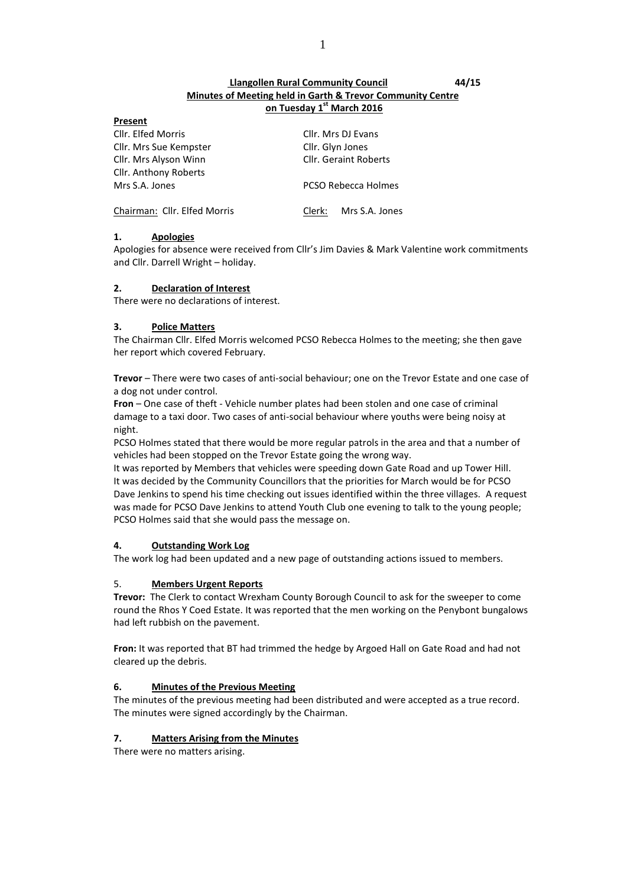**Llangollen Rural Community Council 44/15**

**Minutes of Meeting held in Garth & Trevor Community Centre on Tuesday 1st March 2016**

**Present**

| | |
|---|---|
| Cllr. Elfed Morris | Cllr. Mrs DJ Evans |
| Cllr. Mrs Sue Kempster | Cllr. Glyn Jones |
| Cllr. Mrs Alyson Winn | Cllr. Geraint Roberts |
| Cllr. Anthony Roberts | |
| Mrs S.A. Jones | PCSO Rebecca Holmes |
| Chairman: Cllr. Elfed Morris | Clerk: Mrs S.A. Jones |

## 1. Apologies

Apologies for absence were received from Cllr's Jim Davies & Mark Valentine work commitments and Cllr. Darrell Wright – holiday.

## 2. Declaration of Interest

There were no declarations of interest.

## 3. Police Matters

The Chairman Cllr. Elfed Morris welcomed PCSO Rebecca Holmes to the meeting; she then gave her report which covered February.

**Trevor** – There were two cases of anti-social behaviour; one on the Trevor Estate and one case of a dog not under control.

**Fron** – One case of theft - Vehicle number plates had been stolen and one case of criminal damage to a taxi door. Two cases of anti-social behaviour where youths were being noisy at night.

PCSO Holmes stated that there would be more regular patrols in the area and that a number of vehicles had been stopped on the Trevor Estate going the wrong way.

It was reported by Members that vehicles were speeding down Gate Road and up Tower Hill.

It was decided by the Community Councillors that the priorities for March would be for PCSO Dave Jenkins to spend his time checking out issues identified within the three villages. A request was made for PCSO Dave Jenkins to attend Youth Club one evening to talk to the young people; PCSO Holmes said that she would pass the message on.

## 4. Outstanding Work Log

The work log had been updated and a new page of outstanding actions issued to members.

## 5. Members Urgent Reports

**Trevor:** The Clerk to contact Wrexham County Borough Council to ask for the sweeper to come round the Rhos Y Coed Estate. It was reported that the men working on the Penybont bungalows had left rubbish on the pavement.

**Fron:** It was reported that BT had trimmed the hedge by Argoed Hall on Gate Road and had not cleared up the debris.

## 6. Minutes of the Previous Meeting

The minutes of the previous meeting had been distributed and were accepted as a true record. The minutes were signed accordingly by the Chairman.

## 7. Matters Arising from the Minutes

There were no matters arising.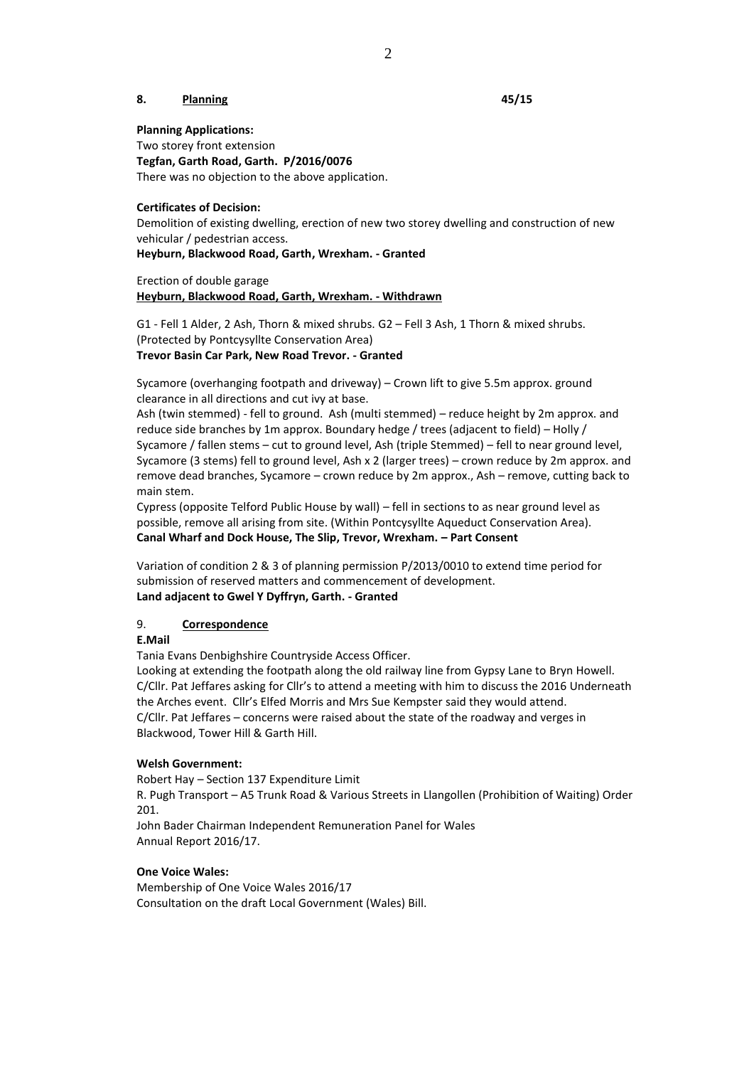**8. Planning** **45/15**

**Planning Applications:**

Two storey front extension

**Tegfan, Garth Road, Garth. P/2016/0076**

There was no objection to the above application.

**Certificates of Decision:**

Demolition of existing dwelling, erection of new two storey dwelling and construction of new vehicular / pedestrian access.

**Heyburn, Blackwood Road, Garth, Wrexham. - Granted**

Erection of double garage

**Heyburn, Blackwood Road, Garth, Wrexham. - Withdrawn**

G1 - Fell 1 Alder, 2 Ash, Thorn & mixed shrubs. G2 – Fell 3 Ash, 1 Thorn & mixed shrubs. (Protected by Pontcysyllte Conservation Area)

**Trevor Basin Car Park, New Road Trevor. - Granted**

Sycamore (overhanging footpath and driveway) – Crown lift to give 5.5m approx. ground clearance in all directions and cut ivy at base.

Ash (twin stemmed) - fell to ground. Ash (multi stemmed) – reduce height by 2m approx. and reduce side branches by 1m approx. Boundary hedge / trees (adjacent to field) – Holly / Sycamore / fallen stems – cut to ground level, Ash (triple Stemmed) – fell to near ground level, Sycamore (3 stems) fell to ground level, Ash x 2 (larger trees) – crown reduce by 2m approx. and remove dead branches, Sycamore – crown reduce by 2m approx., Ash – remove, cutting back to main stem.

Cypress (opposite Telford Public House by wall) – fell in sections to as near ground level as possible, remove all arising from site. (Within Pontcysyllte Aqueduct Conservation Area).

**Canal Wharf and Dock House, The Slip, Trevor, Wrexham. – Part Consent**

Variation of condition 2 & 3 of planning permission P/2013/0010 to extend time period for submission of reserved matters and commencement of development.

**Land adjacent to Gwel Y Dyffryn, Garth. - Granted**

9. **Correspondence**

**E.Mail**

Tania Evans Denbighshire Countryside Access Officer.

Looking at extending the footpath along the old railway line from Gypsy Lane to Bryn Howell.

C/Cllr. Pat Jeffares asking for Cllr's to attend a meeting with him to discuss the 2016 Underneath the Arches event. Cllr's Elfed Morris and Mrs Sue Kempster said they would attend.

C/Cllr. Pat Jeffares – concerns were raised about the state of the roadway and verges in Blackwood, Tower Hill & Garth Hill.

**Welsh Government:**

Robert Hay – Section 137 Expenditure Limit

R. Pugh Transport – A5 Trunk Road & Various Streets in Llangollen (Prohibition of Waiting) Order 201.

John Bader Chairman Independent Remuneration Panel for Wales

Annual Report 2016/17.

**One Voice Wales:**

Membership of One Voice Wales 2016/17

Consultation on the draft Local Government (Wales) Bill.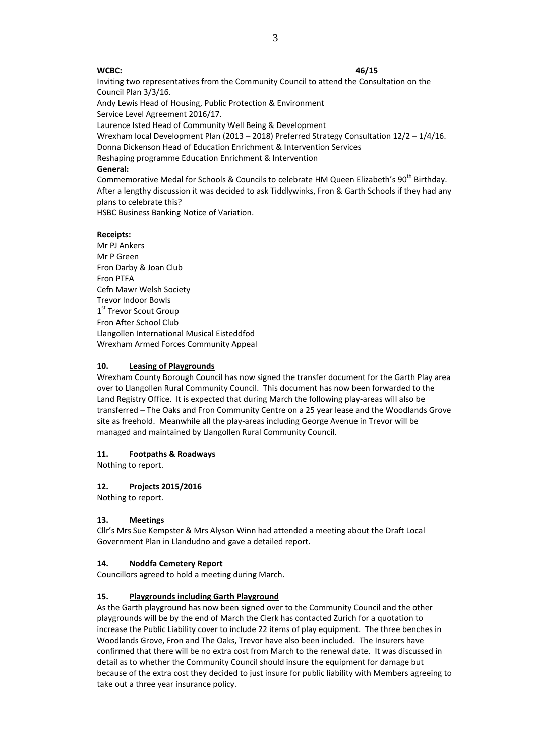**WCBC:** **46/15**

Inviting two representatives from the Community Council to attend the Consultation on the Council Plan 3/3/16.
Andy Lewis Head of Housing, Public Protection & Environment
Service Level Agreement 2016/17.
Laurence Isted Head of Community Well Being & Development
Wrexham local Development Plan (2013 – 2018) Preferred Strategy Consultation 12/2 – 1/4/16.
Donna Dickenson Head of Education Enrichment & Intervention Services
Reshaping programme Education Enrichment & Intervention

**General:**

Commemorative Medal for Schools & Councils to celebrate HM Queen Elizabeth's 90th Birthday. After a lengthy discussion it was decided to ask Tiddlywinks, Fron & Garth Schools if they had any plans to celebrate this?
HSBC Business Banking Notice of Variation.

**Receipts:**

Mr PJ Ankers
Mr P Green
Fron Darby & Joan Club
Fron PTFA
Cefn Mawr Welsh Society
Trevor Indoor Bowls
1st Trevor Scout Group
Fron After School Club
Llangollen International Musical Eisteddfod
Wrexham Armed Forces Community Appeal

## 10. Leasing of Playgrounds

Wrexham County Borough Council has now signed the transfer document for the Garth Play area over to Llangollen Rural Community Council. This document has now been forwarded to the Land Registry Office. It is expected that during March the following play-areas will also be transferred – The Oaks and Fron Community Centre on a 25 year lease and the Woodlands Grove site as freehold. Meanwhile all the play-areas including George Avenue in Trevor will be managed and maintained by Llangollen Rural Community Council.

## 11. Footpaths & Roadways

Nothing to report.

## 12. Projects 2015/2016

Nothing to report.

## 13. Meetings

Cllr's Mrs Sue Kempster & Mrs Alyson Winn had attended a meeting about the Draft Local Government Plan in Llandudno and gave a detailed report.

## 14. Noddfa Cemetery Report

Councillors agreed to hold a meeting during March.

## 15. Playgrounds including Garth Playground

As the Garth playground has now been signed over to the Community Council and the other playgrounds will be by the end of March the Clerk has contacted Zurich for a quotation to increase the Public Liability cover to include 22 items of play equipment. The three benches in Woodlands Grove, Fron and The Oaks, Trevor have also been included. The Insurers have confirmed that there will be no extra cost from March to the renewal date. It was discussed in detail as to whether the Community Council should insure the equipment for damage but because of the extra cost they decided to just insure for public liability with Members agreeing to take out a three year insurance policy.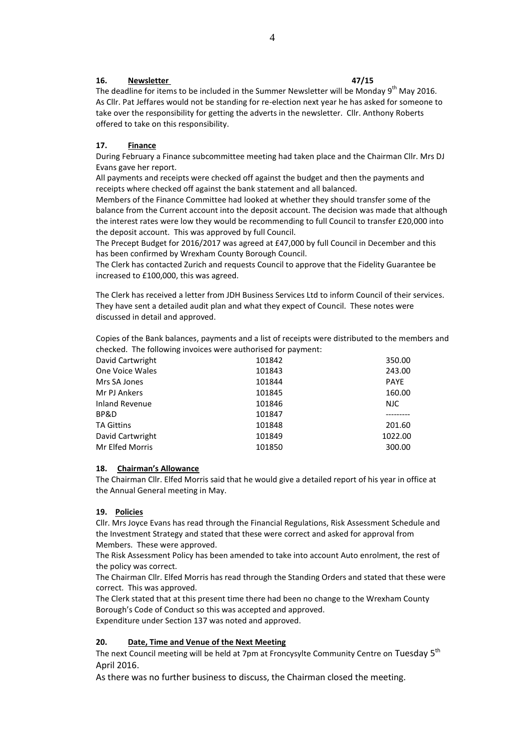**16. Newsletter** **47/15**

The deadline for items to be included in the Summer Newsletter will be Monday 9th May 2016. As Cllr. Pat Jeffares would not be standing for re-election next year he has asked for someone to take over the responsibility for getting the adverts in the newsletter. Cllr. Anthony Roberts offered to take on this responsibility.

**17. Finance**

During February a Finance subcommittee meeting had taken place and the Chairman Cllr. Mrs DJ Evans gave her report.

All payments and receipts were checked off against the budget and then the payments and receipts where checked off against the bank statement and all balanced.

Members of the Finance Committee had looked at whether they should transfer some of the balance from the Current account into the deposit account. The decision was made that although the interest rates were low they would be recommending to full Council to transfer £20,000 into the deposit account. This was approved by full Council.

The Precept Budget for 2016/2017 was agreed at £47,000 by full Council in December and this has been confirmed by Wrexham County Borough Council.

The Clerk has contacted Zurich and requests Council to approve that the Fidelity Guarantee be increased to £100,000, this was agreed.

The Clerk has received a letter from JDH Business Services Ltd to inform Council of their services. They have sent a detailed audit plan and what they expect of Council. These notes were discussed in detail and approved.

Copies of the Bank balances, payments and a list of receipts were distributed to the members and checked. The following invoices were authorised for payment:

| | | |
|---|---|---|
| David Cartwright | 101842 | 350.00 |
| One Voice Wales | 101843 | 243.00 |
| Mrs SA Jones | 101844 | PAYE |
| Mr PJ Ankers | 101845 | 160.00 |
| Inland Revenue | 101846 | NJC |
| BP&D | 101847 | --------- |
| TA Gittins | 101848 | 201.60 |
| David Cartwright | 101849 | 1022.00 |
| Mr Elfed Morris | 101850 | 300.00 |

**18. Chairman's Allowance**

The Chairman Cllr. Elfed Morris said that he would give a detailed report of his year in office at the Annual General meeting in May.

**19. Policies**

Cllr. Mrs Joyce Evans has read through the Financial Regulations, Risk Assessment Schedule and the Investment Strategy and stated that these were correct and asked for approval from Members. These were approved.

The Risk Assessment Policy has been amended to take into account Auto enrolment, the rest of the policy was correct.

The Chairman Cllr. Elfed Morris has read through the Standing Orders and stated that these were correct. This was approved.

The Clerk stated that at this present time there had been no change to the Wrexham County Borough's Code of Conduct so this was accepted and approved.

Expenditure under Section 137 was noted and approved.

**20. Date, Time and Venue of the Next Meeting**

The next Council meeting will be held at 7pm at Froncysylte Community Centre on Tuesday 5th April 2016.

As there was no further business to discuss, the Chairman closed the meeting.